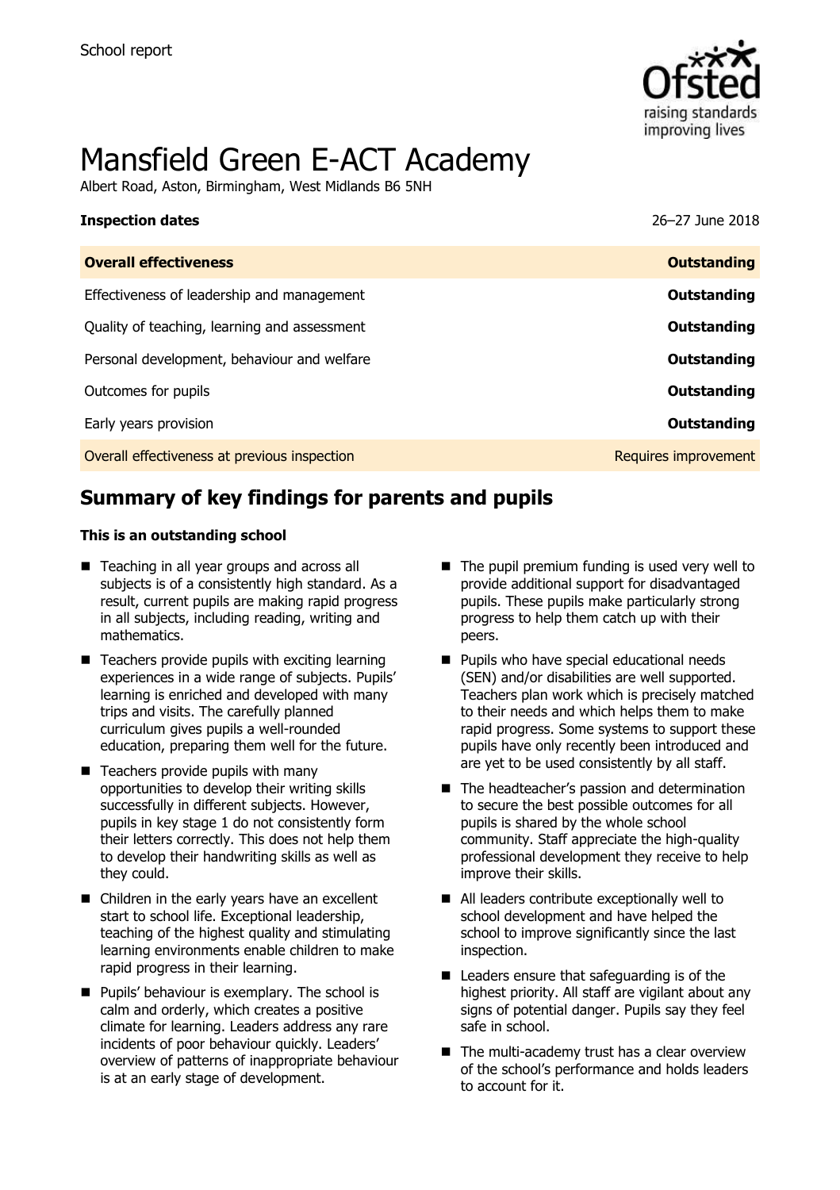School report

# Mansfield Green E-ACT Academy

Albert Road, Aston, Birmingham, West Midlands B6 5NH

| **Inspection dates** | 26–27 June 2018 |
|---|---|
| **Overall effectiveness** | **Outstanding** |
| Effectiveness of leadership and management | **Outstanding** |
| Quality of teaching, learning and assessment | **Outstanding** |
| Personal development, behaviour and welfare | **Outstanding** |
| Outcomes for pupils | **Outstanding** |
| Early years provision | **Outstanding** |
| Overall effectiveness at previous inspection | Requires improvement |

## Summary of key findings for parents and pupils

**This is an outstanding school**

- Teaching in all year groups and across all subjects is of a consistently high standard. As a result, current pupils are making rapid progress in all subjects, including reading, writing and mathematics.
- Teachers provide pupils with exciting learning experiences in a wide range of subjects. Pupils' learning is enriched and developed with many trips and visits. The carefully planned curriculum gives pupils a well-rounded education, preparing them well for the future.
- Teachers provide pupils with many opportunities to develop their writing skills successfully in different subjects. However, pupils in key stage 1 do not consistently form their letters correctly. This does not help them to develop their handwriting skills as well as they could.
- Children in the early years have an excellent start to school life. Exceptional leadership, teaching of the highest quality and stimulating learning environments enable children to make rapid progress in their learning.
- Pupils' behaviour is exemplary. The school is calm and orderly, which creates a positive climate for learning. Leaders address any rare incidents of poor behaviour quickly. Leaders' overview of patterns of inappropriate behaviour is at an early stage of development.
- The pupil premium funding is used very well to provide additional support for disadvantaged pupils. These pupils make particularly strong progress to help them catch up with their peers.
- Pupils who have special educational needs (SEN) and/or disabilities are well supported. Teachers plan work which is precisely matched to their needs and which helps them to make rapid progress. Some systems to support these pupils have only recently been introduced and are yet to be used consistently by all staff.
- The headteacher's passion and determination to secure the best possible outcomes for all pupils is shared by the whole school community. Staff appreciate the high-quality professional development they receive to help improve their skills.
- All leaders contribute exceptionally well to school development and have helped the school to improve significantly since the last inspection.
- Leaders ensure that safeguarding is of the highest priority. All staff are vigilant about any signs of potential danger. Pupils say they feel safe in school.
- The multi-academy trust has a clear overview of the school's performance and holds leaders to account for it.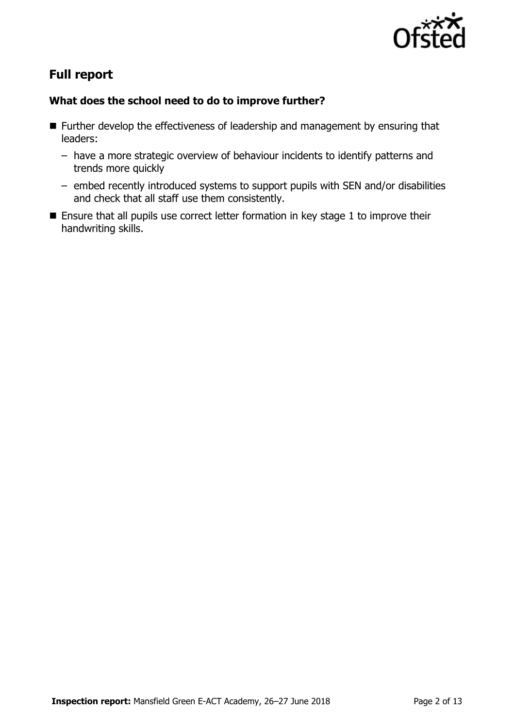## Full report

### What does the school need to do to improve further?

- Further develop the effectiveness of leadership and management by ensuring that leaders:
  - have a more strategic overview of behaviour incidents to identify patterns and trends more quickly
  - embed recently introduced systems to support pupils with SEN and/or disabilities and check that all staff use them consistently.
- Ensure that all pupils use correct letter formation in key stage 1 to improve their handwriting skills.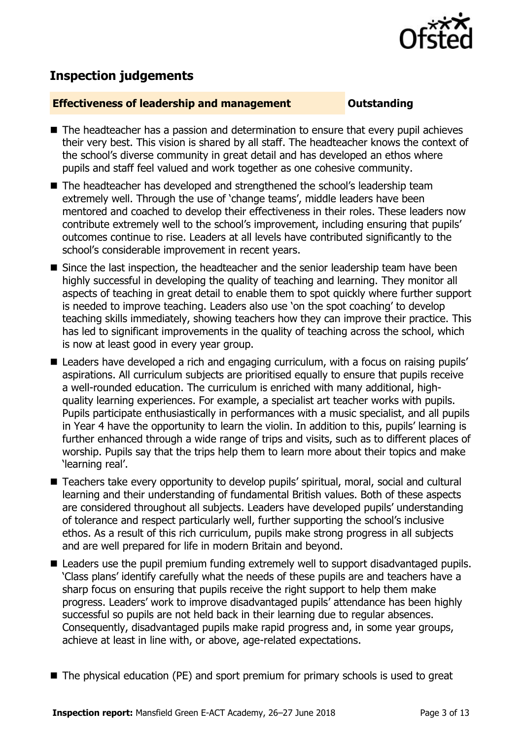## Inspection judgements

**Effectiveness of leadership and management** **Outstanding**

- The headteacher has a passion and determination to ensure that every pupil achieves their very best. This vision is shared by all staff. The headteacher knows the context of the school's diverse community in great detail and has developed an ethos where pupils and staff feel valued and work together as one cohesive community.
- The headteacher has developed and strengthened the school's leadership team extremely well. Through the use of 'change teams', middle leaders have been mentored and coached to develop their effectiveness in their roles. These leaders now contribute extremely well to the school's improvement, including ensuring that pupils' outcomes continue to rise. Leaders at all levels have contributed significantly to the school's considerable improvement in recent years.
- Since the last inspection, the headteacher and the senior leadership team have been highly successful in developing the quality of teaching and learning. They monitor all aspects of teaching in great detail to enable them to spot quickly where further support is needed to improve teaching. Leaders also use 'on the spot coaching' to develop teaching skills immediately, showing teachers how they can improve their practice. This has led to significant improvements in the quality of teaching across the school, which is now at least good in every year group.
- Leaders have developed a rich and engaging curriculum, with a focus on raising pupils' aspirations. All curriculum subjects are prioritised equally to ensure that pupils receive a well-rounded education. The curriculum is enriched with many additional, high-quality learning experiences. For example, a specialist art teacher works with pupils. Pupils participate enthusiastically in performances with a music specialist, and all pupils in Year 4 have the opportunity to learn the violin. In addition to this, pupils' learning is further enhanced through a wide range of trips and visits, such as to different places of worship. Pupils say that the trips help them to learn more about their topics and make 'learning real'.
- Teachers take every opportunity to develop pupils' spiritual, moral, social and cultural learning and their understanding of fundamental British values. Both of these aspects are considered throughout all subjects. Leaders have developed pupils' understanding of tolerance and respect particularly well, further supporting the school's inclusive ethos. As a result of this rich curriculum, pupils make strong progress in all subjects and are well prepared for life in modern Britain and beyond.
- Leaders use the pupil premium funding extremely well to support disadvantaged pupils. 'Class plans' identify carefully what the needs of these pupils are and teachers have a sharp focus on ensuring that pupils receive the right support to help them make progress. Leaders' work to improve disadvantaged pupils' attendance has been highly successful so pupils are not held back in their learning due to regular absences. Consequently, disadvantaged pupils make rapid progress and, in some year groups, achieve at least in line with, or above, age-related expectations.
- The physical education (PE) and sport premium for primary schools is used to great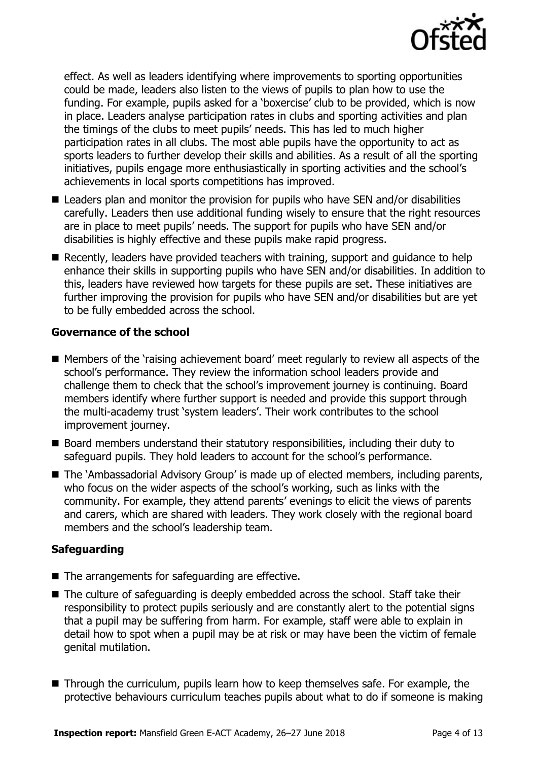effect. As well as leaders identifying where improvements to sporting opportunities could be made, leaders also listen to the views of pupils to plan how to use the funding. For example, pupils asked for a 'boxercise' club to be provided, which is now in place. Leaders analyse participation rates in clubs and sporting activities and plan the timings of the clubs to meet pupils' needs. This has led to much higher participation rates in all clubs. The most able pupils have the opportunity to act as sports leaders to further develop their skills and abilities. As a result of all the sporting initiatives, pupils engage more enthusiastically in sporting activities and the school's achievements in local sports competitions has improved.

- Leaders plan and monitor the provision for pupils who have SEN and/or disabilities carefully. Leaders then use additional funding wisely to ensure that the right resources are in place to meet pupils' needs. The support for pupils who have SEN and/or disabilities is highly effective and these pupils make rapid progress.
- Recently, leaders have provided teachers with training, support and guidance to help enhance their skills in supporting pupils who have SEN and/or disabilities. In addition to this, leaders have reviewed how targets for these pupils are set. These initiatives are further improving the provision for pupils who have SEN and/or disabilities but are yet to be fully embedded across the school.

### Governance of the school

- Members of the 'raising achievement board' meet regularly to review all aspects of the school's performance. They review the information school leaders provide and challenge them to check that the school's improvement journey is continuing. Board members identify where further support is needed and provide this support through the multi-academy trust 'system leaders'. Their work contributes to the school improvement journey.
- Board members understand their statutory responsibilities, including their duty to safeguard pupils. They hold leaders to account for the school's performance.
- The 'Ambassadorial Advisory Group' is made up of elected members, including parents, who focus on the wider aspects of the school's working, such as links with the community. For example, they attend parents' evenings to elicit the views of parents and carers, which are shared with leaders. They work closely with the regional board members and the school's leadership team.

### Safeguarding

- The arrangements for safeguarding are effective.
- The culture of safeguarding is deeply embedded across the school. Staff take their responsibility to protect pupils seriously and are constantly alert to the potential signs that a pupil may be suffering from harm. For example, staff were able to explain in detail how to spot when a pupil may be at risk or may have been the victim of female genital mutilation.
- Through the curriculum, pupils learn how to keep themselves safe. For example, the protective behaviours curriculum teaches pupils about what to do if someone is making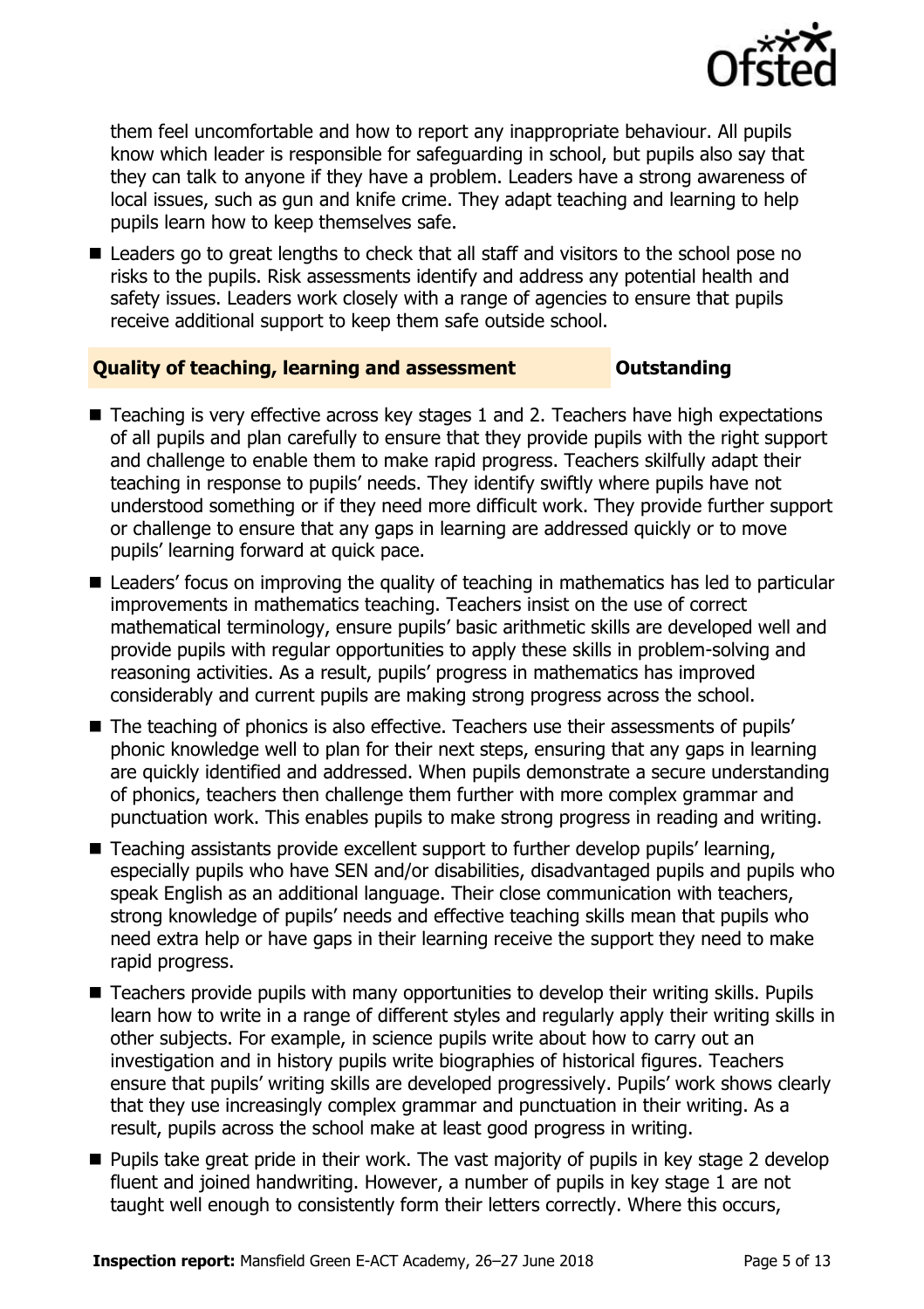them feel uncomfortable and how to report any inappropriate behaviour. All pupils know which leader is responsible for safeguarding in school, but pupils also say that they can talk to anyone if they have a problem. Leaders have a strong awareness of local issues, such as gun and knife crime. They adapt teaching and learning to help pupils learn how to keep themselves safe.

- Leaders go to great lengths to check that all staff and visitors to the school pose no risks to the pupils. Risk assessments identify and address any potential health and safety issues. Leaders work closely with a range of agencies to ensure that pupils receive additional support to keep them safe outside school.

## Quality of teaching, learning and assessment — Outstanding

- Teaching is very effective across key stages 1 and 2. Teachers have high expectations of all pupils and plan carefully to ensure that they provide pupils with the right support and challenge to enable them to make rapid progress. Teachers skilfully adapt their teaching in response to pupils' needs. They identify swiftly where pupils have not understood something or if they need more difficult work. They provide further support or challenge to ensure that any gaps in learning are addressed quickly or to move pupils' learning forward at quick pace.
- Leaders' focus on improving the quality of teaching in mathematics has led to particular improvements in mathematics teaching. Teachers insist on the use of correct mathematical terminology, ensure pupils' basic arithmetic skills are developed well and provide pupils with regular opportunities to apply these skills in problem-solving and reasoning activities. As a result, pupils' progress in mathematics has improved considerably and current pupils are making strong progress across the school.
- The teaching of phonics is also effective. Teachers use their assessments of pupils' phonic knowledge well to plan for their next steps, ensuring that any gaps in learning are quickly identified and addressed. When pupils demonstrate a secure understanding of phonics, teachers then challenge them further with more complex grammar and punctuation work. This enables pupils to make strong progress in reading and writing.
- Teaching assistants provide excellent support to further develop pupils' learning, especially pupils who have SEN and/or disabilities, disadvantaged pupils and pupils who speak English as an additional language. Their close communication with teachers, strong knowledge of pupils' needs and effective teaching skills mean that pupils who need extra help or have gaps in their learning receive the support they need to make rapid progress.
- Teachers provide pupils with many opportunities to develop their writing skills. Pupils learn how to write in a range of different styles and regularly apply their writing skills in other subjects. For example, in science pupils write about how to carry out an investigation and in history pupils write biographies of historical figures. Teachers ensure that pupils' writing skills are developed progressively. Pupils' work shows clearly that they use increasingly complex grammar and punctuation in their writing. As a result, pupils across the school make at least good progress in writing.
- Pupils take great pride in their work. The vast majority of pupils in key stage 2 develop fluent and joined handwriting. However, a number of pupils in key stage 1 are not taught well enough to consistently form their letters correctly. Where this occurs,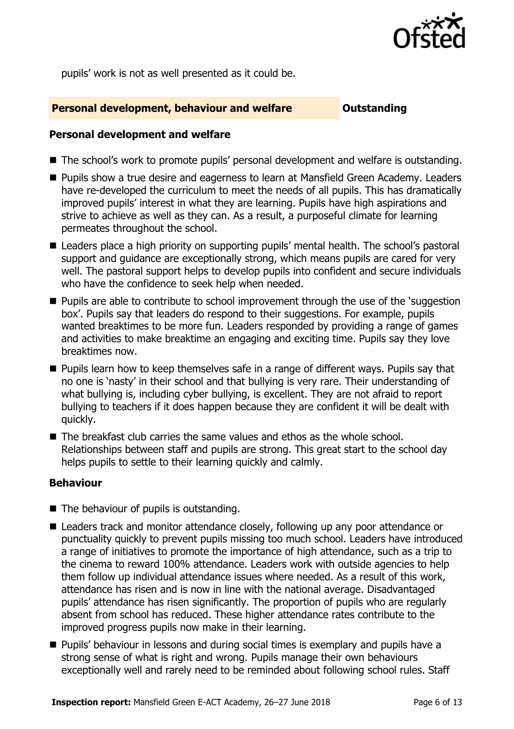pupils' work is not as well presented as it could be.

## Personal development, behaviour and welfare — Outstanding

### Personal development and welfare

- The school's work to promote pupils' personal development and welfare is outstanding.
- Pupils show a true desire and eagerness to learn at Mansfield Green Academy. Leaders have re-developed the curriculum to meet the needs of all pupils. This has dramatically improved pupils' interest in what they are learning. Pupils have high aspirations and strive to achieve as well as they can. As a result, a purposeful climate for learning permeates throughout the school.
- Leaders place a high priority on supporting pupils' mental health. The school's pastoral support and guidance are exceptionally strong, which means pupils are cared for very well. The pastoral support helps to develop pupils into confident and secure individuals who have the confidence to seek help when needed.
- Pupils are able to contribute to school improvement through the use of the 'suggestion box'. Pupils say that leaders do respond to their suggestions. For example, pupils wanted breaktimes to be more fun. Leaders responded by providing a range of games and activities to make breaktime an engaging and exciting time. Pupils say they love breaktimes now.
- Pupils learn how to keep themselves safe in a range of different ways. Pupils say that no one is 'nasty' in their school and that bullying is very rare. Their understanding of what bullying is, including cyber bullying, is excellent. They are not afraid to report bullying to teachers if it does happen because they are confident it will be dealt with quickly.
- The breakfast club carries the same values and ethos as the whole school. Relationships between staff and pupils are strong. This great start to the school day helps pupils to settle to their learning quickly and calmly.

### Behaviour

- The behaviour of pupils is outstanding.
- Leaders track and monitor attendance closely, following up any poor attendance or punctuality quickly to prevent pupils missing too much school. Leaders have introduced a range of initiatives to promote the importance of high attendance, such as a trip to the cinema to reward 100% attendance. Leaders work with outside agencies to help them follow up individual attendance issues where needed. As a result of this work, attendance has risen and is now in line with the national average. Disadvantaged pupils' attendance has risen significantly. The proportion of pupils who are regularly absent from school has reduced. These higher attendance rates contribute to the improved progress pupils now make in their learning.
- Pupils' behaviour in lessons and during social times is exemplary and pupils have a strong sense of what is right and wrong. Pupils manage their own behaviours exceptionally well and rarely need to be reminded about following school rules. Staff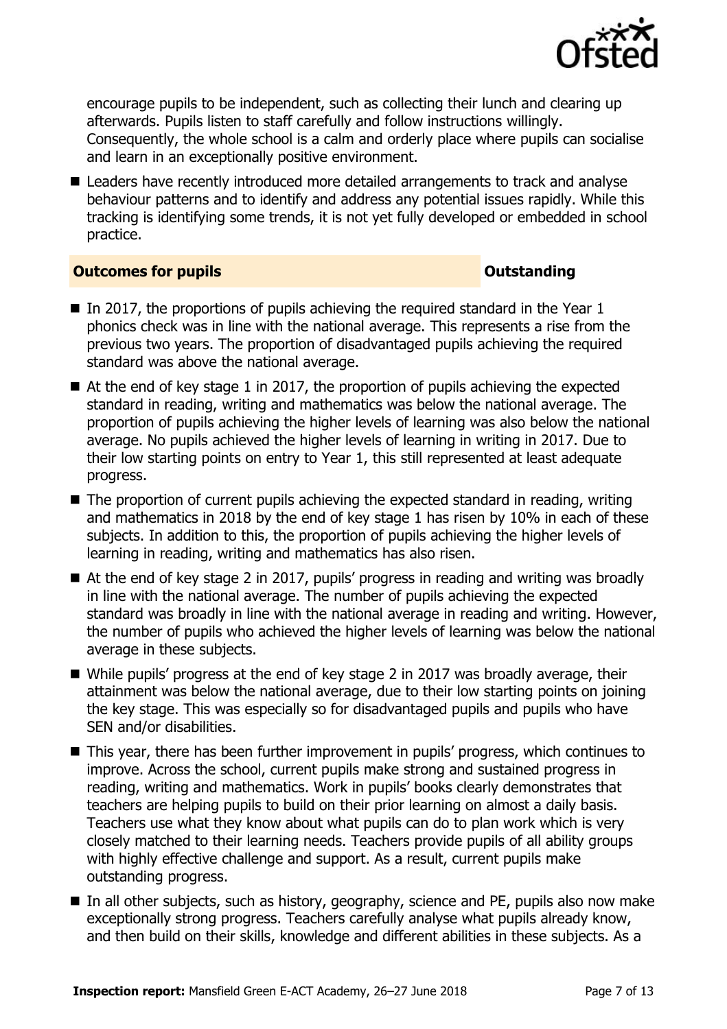encourage pupils to be independent, such as collecting their lunch and clearing up afterwards. Pupils listen to staff carefully and follow instructions willingly. Consequently, the whole school is a calm and orderly place where pupils can socialise and learn in an exceptionally positive environment.

- Leaders have recently introduced more detailed arrangements to track and analyse behaviour patterns and to identify and address any potential issues rapidly. While this tracking is identifying some trends, it is not yet fully developed or embedded in school practice.

## Outcomes for pupils — Outstanding

- In 2017, the proportions of pupils achieving the required standard in the Year 1 phonics check was in line with the national average. This represents a rise from the previous two years. The proportion of disadvantaged pupils achieving the required standard was above the national average.
- At the end of key stage 1 in 2017, the proportion of pupils achieving the expected standard in reading, writing and mathematics was below the national average. The proportion of pupils achieving the higher levels of learning was also below the national average. No pupils achieved the higher levels of learning in writing in 2017. Due to their low starting points on entry to Year 1, this still represented at least adequate progress.
- The proportion of current pupils achieving the expected standard in reading, writing and mathematics in 2018 by the end of key stage 1 has risen by 10% in each of these subjects. In addition to this, the proportion of pupils achieving the higher levels of learning in reading, writing and mathematics has also risen.
- At the end of key stage 2 in 2017, pupils' progress in reading and writing was broadly in line with the national average. The number of pupils achieving the expected standard was broadly in line with the national average in reading and writing. However, the number of pupils who achieved the higher levels of learning was below the national average in these subjects.
- While pupils' progress at the end of key stage 2 in 2017 was broadly average, their attainment was below the national average, due to their low starting points on joining the key stage. This was especially so for disadvantaged pupils and pupils who have SEN and/or disabilities.
- This year, there has been further improvement in pupils' progress, which continues to improve. Across the school, current pupils make strong and sustained progress in reading, writing and mathematics. Work in pupils' books clearly demonstrates that teachers are helping pupils to build on their prior learning on almost a daily basis. Teachers use what they know about what pupils can do to plan work which is very closely matched to their learning needs. Teachers provide pupils of all ability groups with highly effective challenge and support. As a result, current pupils make outstanding progress.
- In all other subjects, such as history, geography, science and PE, pupils also now make exceptionally strong progress. Teachers carefully analyse what pupils already know, and then build on their skills, knowledge and different abilities in these subjects. As a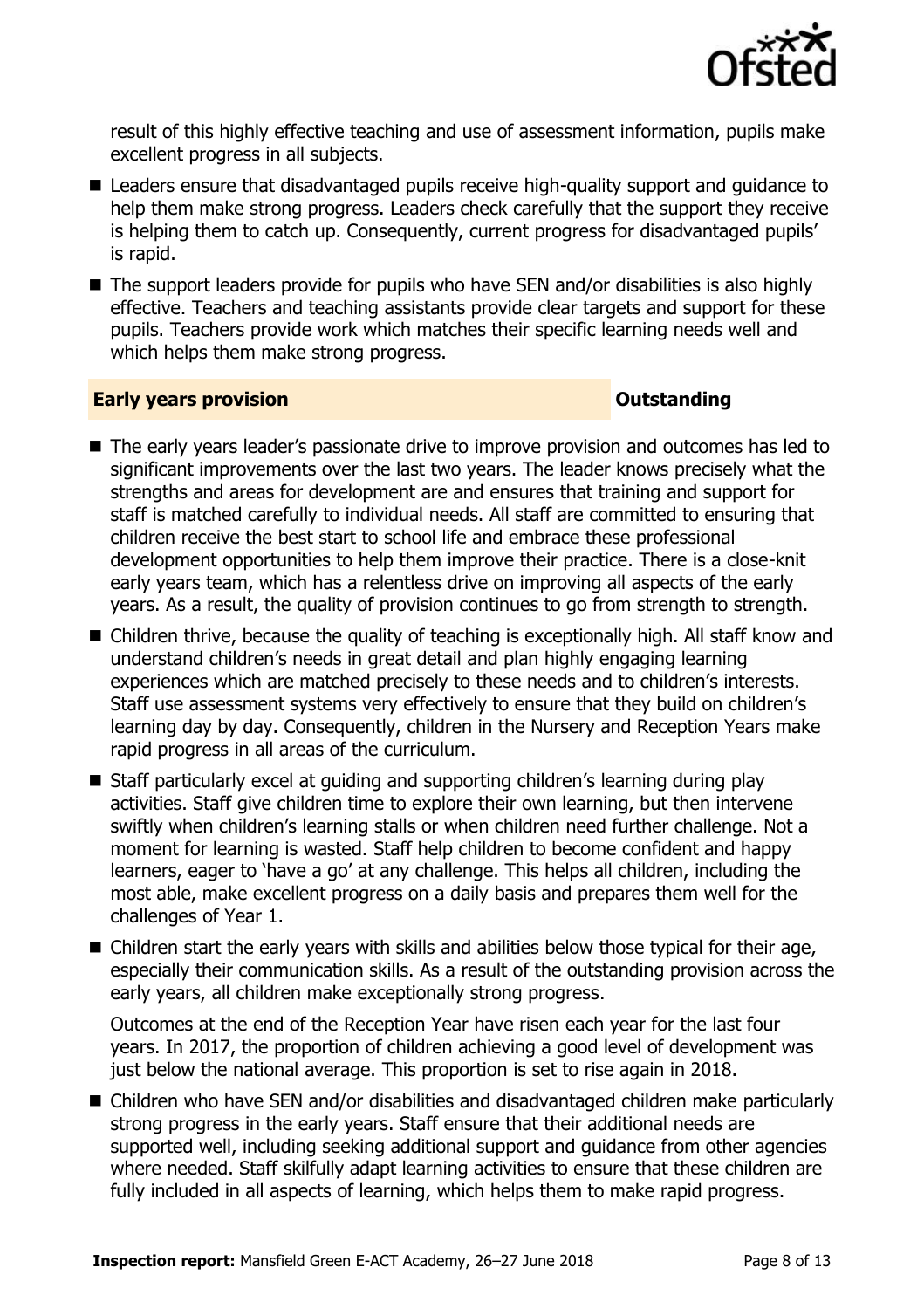result of this highly effective teaching and use of assessment information, pupils make excellent progress in all subjects.

- Leaders ensure that disadvantaged pupils receive high-quality support and guidance to help them make strong progress. Leaders check carefully that the support they receive is helping them to catch up. Consequently, current progress for disadvantaged pupils' is rapid.
- The support leaders provide for pupils who have SEN and/or disabilities is also highly effective. Teachers and teaching assistants provide clear targets and support for these pupils. Teachers provide work which matches their specific learning needs well and which helps them make strong progress.

## Early years provision — Outstanding

- The early years leader's passionate drive to improve provision and outcomes has led to significant improvements over the last two years. The leader knows precisely what the strengths and areas for development are and ensures that training and support for staff is matched carefully to individual needs. All staff are committed to ensuring that children receive the best start to school life and embrace these professional development opportunities to help them improve their practice. There is a close-knit early years team, which has a relentless drive on improving all aspects of the early years. As a result, the quality of provision continues to go from strength to strength.
- Children thrive, because the quality of teaching is exceptionally high. All staff know and understand children's needs in great detail and plan highly engaging learning experiences which are matched precisely to these needs and to children's interests. Staff use assessment systems very effectively to ensure that they build on children's learning day by day. Consequently, children in the Nursery and Reception Years make rapid progress in all areas of the curriculum.
- Staff particularly excel at guiding and supporting children's learning during play activities. Staff give children time to explore their own learning, but then intervene swiftly when children's learning stalls or when children need further challenge. Not a moment for learning is wasted. Staff help children to become confident and happy learners, eager to 'have a go' at any challenge. This helps all children, including the most able, make excellent progress on a daily basis and prepares them well for the challenges of Year 1.
- Children start the early years with skills and abilities below those typical for their age, especially their communication skills. As a result of the outstanding provision across the early years, all children make exceptionally strong progress.

  Outcomes at the end of the Reception Year have risen each year for the last four years. In 2017, the proportion of children achieving a good level of development was just below the national average. This proportion is set to rise again in 2018.
- Children who have SEN and/or disabilities and disadvantaged children make particularly strong progress in the early years. Staff ensure that their additional needs are supported well, including seeking additional support and guidance from other agencies where needed. Staff skilfully adapt learning activities to ensure that these children are fully included in all aspects of learning, which helps them to make rapid progress.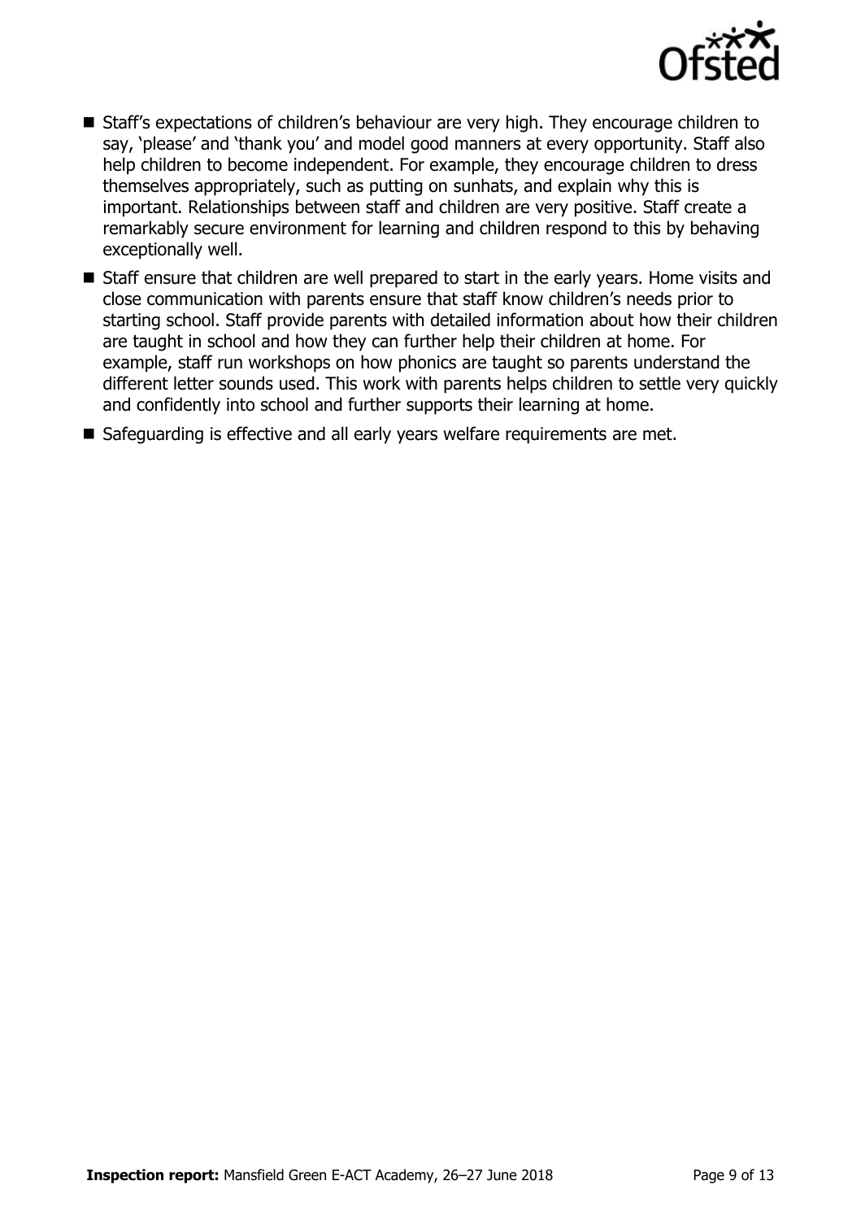- Staff's expectations of children's behaviour are very high. They encourage children to say, 'please' and 'thank you' and model good manners at every opportunity. Staff also help children to become independent. For example, they encourage children to dress themselves appropriately, such as putting on sunhats, and explain why this is important. Relationships between staff and children are very positive. Staff create a remarkably secure environment for learning and children respond to this by behaving exceptionally well.
- Staff ensure that children are well prepared to start in the early years. Home visits and close communication with parents ensure that staff know children's needs prior to starting school. Staff provide parents with detailed information about how their children are taught in school and how they can further help their children at home. For example, staff run workshops on how phonics are taught so parents understand the different letter sounds used. This work with parents helps children to settle very quickly and confidently into school and further supports their learning at home.
- Safeguarding is effective and all early years welfare requirements are met.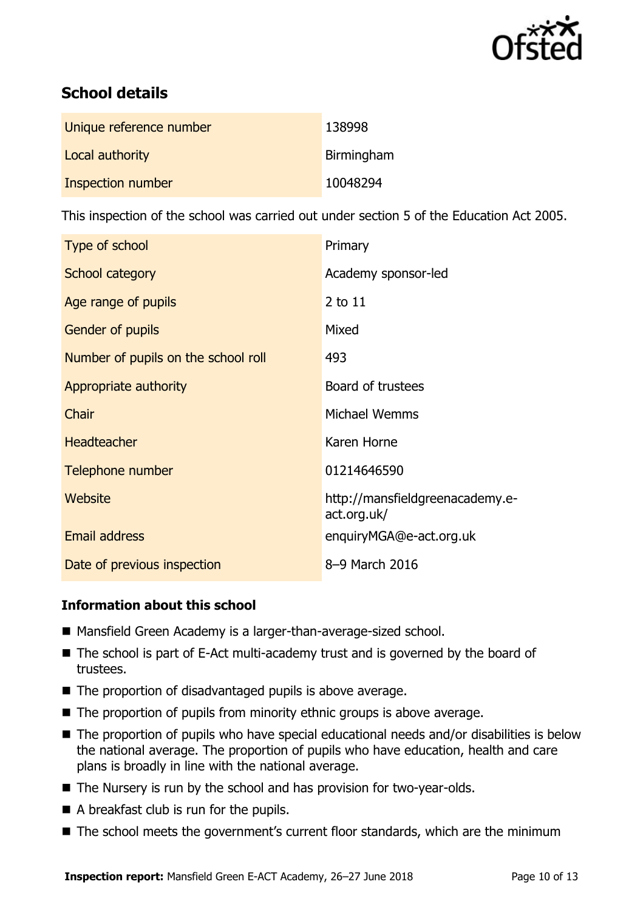## School details

| | |
|---|---|
| Unique reference number | 138998 |
| Local authority | Birmingham |
| Inspection number | 10048294 |

This inspection of the school was carried out under section 5 of the Education Act 2005.

| | |
|---|---|
| Type of school | Primary |
| School category | Academy sponsor-led |
| Age range of pupils | 2 to 11 |
| Gender of pupils | Mixed |
| Number of pupils on the school roll | 493 |
| Appropriate authority | Board of trustees |
| Chair | Michael Wemms |
| Headteacher | Karen Horne |
| Telephone number | 01214646590 |
| Website | http://mansfieldgreenacademy.e-act.org.uk/ |
| Email address | enquiryMGA@e-act.org.uk |
| Date of previous inspection | 8–9 March 2016 |

### Information about this school

- Mansfield Green Academy is a larger-than-average-sized school.
- The school is part of E-Act multi-academy trust and is governed by the board of trustees.
- The proportion of disadvantaged pupils is above average.
- The proportion of pupils from minority ethnic groups is above average.
- The proportion of pupils who have special educational needs and/or disabilities is below the national average. The proportion of pupils who have education, health and care plans is broadly in line with the national average.
- The Nursery is run by the school and has provision for two-year-olds.
- A breakfast club is run for the pupils.
- The school meets the government's current floor standards, which are the minimum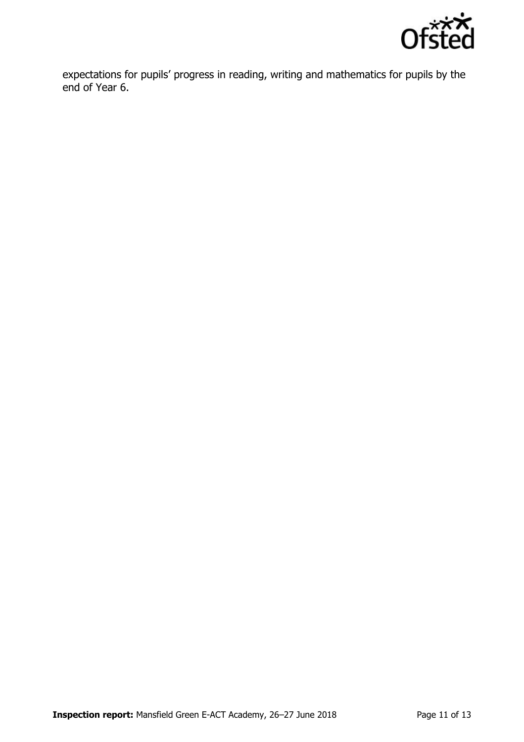expectations for pupils' progress in reading, writing and mathematics for pupils by the end of Year 6.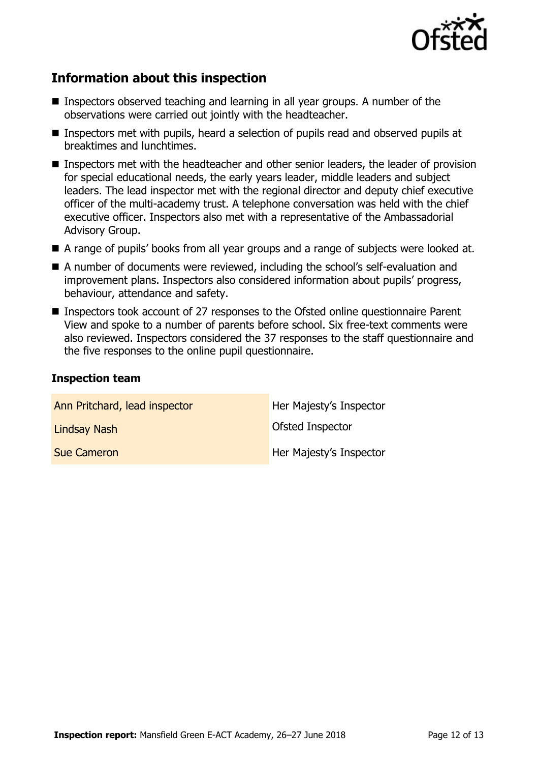## Information about this inspection

- Inspectors observed teaching and learning in all year groups. A number of the observations were carried out jointly with the headteacher.
- Inspectors met with pupils, heard a selection of pupils read and observed pupils at breaktimes and lunchtimes.
- Inspectors met with the headteacher and other senior leaders, the leader of provision for special educational needs, the early years leader, middle leaders and subject leaders. The lead inspector met with the regional director and deputy chief executive officer of the multi-academy trust. A telephone conversation was held with the chief executive officer. Inspectors also met with a representative of the Ambassadorial Advisory Group.
- A range of pupils' books from all year groups and a range of subjects were looked at.
- A number of documents were reviewed, including the school's self-evaluation and improvement plans. Inspectors also considered information about pupils' progress, behaviour, attendance and safety.
- Inspectors took account of 27 responses to the Ofsted online questionnaire Parent View and spoke to a number of parents before school. Six free-text comments were also reviewed. Inspectors considered the 37 responses to the staff questionnaire and the five responses to the online pupil questionnaire.

### Inspection team

| | |
|---|---|
| Ann Pritchard, lead inspector | Her Majesty's Inspector |
| Lindsay Nash | Ofsted Inspector |
| Sue Cameron | Her Majesty's Inspector |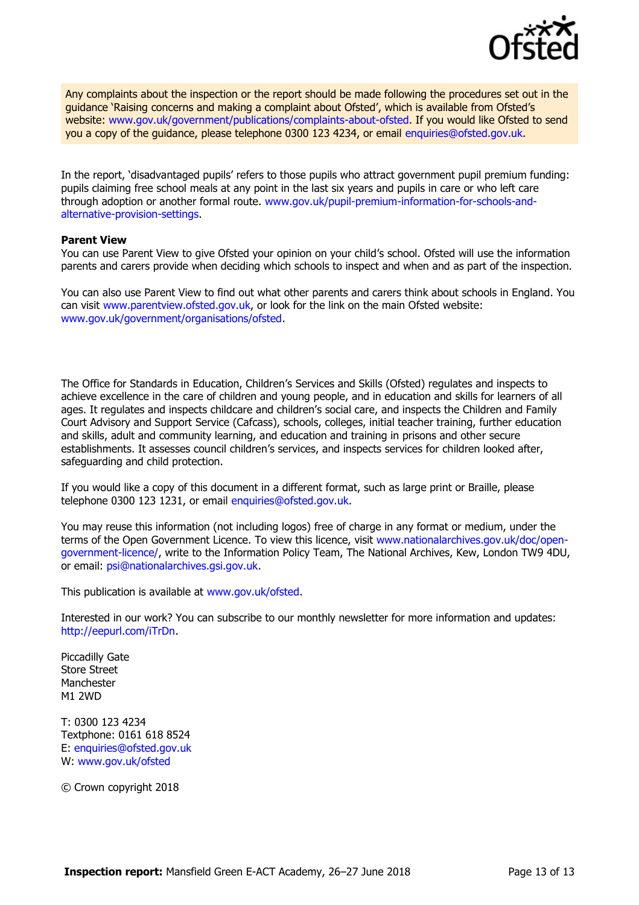Any complaints about the inspection or the report should be made following the procedures set out in the guidance 'Raising concerns and making a complaint about Ofsted', which is available from Ofsted's website: www.gov.uk/government/publications/complaints-about-ofsted. If you would like Ofsted to send you a copy of the guidance, please telephone 0300 123 4234, or email enquiries@ofsted.gov.uk.

In the report, 'disadvantaged pupils' refers to those pupils who attract government pupil premium funding: pupils claiming free school meals at any point in the last six years and pupils in care or who left care through adoption or another formal route. www.gov.uk/pupil-premium-information-for-schools-and-alternative-provision-settings.

**Parent View**

You can use Parent View to give Ofsted your opinion on your child's school. Ofsted will use the information parents and carers provide when deciding which schools to inspect and when and as part of the inspection.

You can also use Parent View to find out what other parents and carers think about schools in England. You can visit www.parentview.ofsted.gov.uk, or look for the link on the main Ofsted website: www.gov.uk/government/organisations/ofsted.

The Office for Standards in Education, Children's Services and Skills (Ofsted) regulates and inspects to achieve excellence in the care of children and young people, and in education and skills for learners of all ages. It regulates and inspects childcare and children's social care, and inspects the Children and Family Court Advisory and Support Service (Cafcass), schools, colleges, initial teacher training, further education and skills, adult and community learning, and education and training in prisons and other secure establishments. It assesses council children's services, and inspects services for children looked after, safeguarding and child protection.

If you would like a copy of this document in a different format, such as large print or Braille, please telephone 0300 123 1231, or email enquiries@ofsted.gov.uk.

You may reuse this information (not including logos) free of charge in any format or medium, under the terms of the Open Government Licence. To view this licence, visit www.nationalarchives.gov.uk/doc/open-government-licence/, write to the Information Policy Team, The National Archives, Kew, London TW9 4DU, or email: psi@nationalarchives.gsi.gov.uk.

This publication is available at www.gov.uk/ofsted.

Interested in our work? You can subscribe to our monthly newsletter for more information and updates: http://eepurl.com/iTrDn.

Piccadilly Gate  
Store Street  
Manchester  
M1 2WD

T: 0300 123 4234  
Textphone: 0161 618 8524  
E: enquiries@ofsted.gov.uk  
W: www.gov.uk/ofsted

© Crown copyright 2018